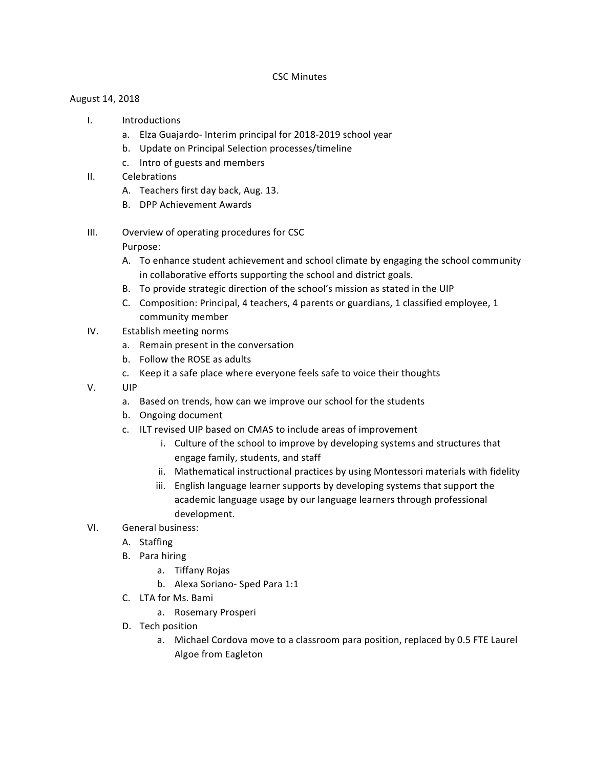# CSC Minutes

August 14, 2018

I. Introductions
   a. Elza Guajardo- Interim principal for 2018-2019 school year
   b. Update on Principal Selection processes/timeline
   c. Intro of guests and members

II. Celebrations
   A. Teachers first day back, Aug. 13.
   B. DPP Achievement Awards

III. Overview of operating procedures for CSC
   Purpose:
   A. To enhance student achievement and school climate by engaging the school community in collaborative efforts supporting the school and district goals.
   B. To provide strategic direction of the school's mission as stated in the UIP
   C. Composition: Principal, 4 teachers, 4 parents or guardians, 1 classified employee, 1 community member

IV. Establish meeting norms
   a. Remain present in the conversation
   b. Follow the ROSE as adults
   c. Keep it a safe place where everyone feels safe to voice their thoughts

V. UIP
   a. Based on trends, how can we improve our school for the students
   b. Ongoing document
   c. ILT revised UIP based on CMAS to include areas of improvement
      i. Culture of the school to improve by developing systems and structures that engage family, students, and staff
      ii. Mathematical instructional practices by using Montessori materials with fidelity
      iii. English language learner supports by developing systems that support the academic language usage by our language learners through professional development.

VI. General business:
   A. Staffing
   B. Para hiring
      a. Tiffany Rojas
      b. Alexa Soriano- Sped Para 1:1
   C. LTA for Ms. Bami
      a. Rosemary Prosperi
   D. Tech position
      a. Michael Cordova move to a classroom para position, replaced by 0.5 FTE Laurel Algoe from Eagleton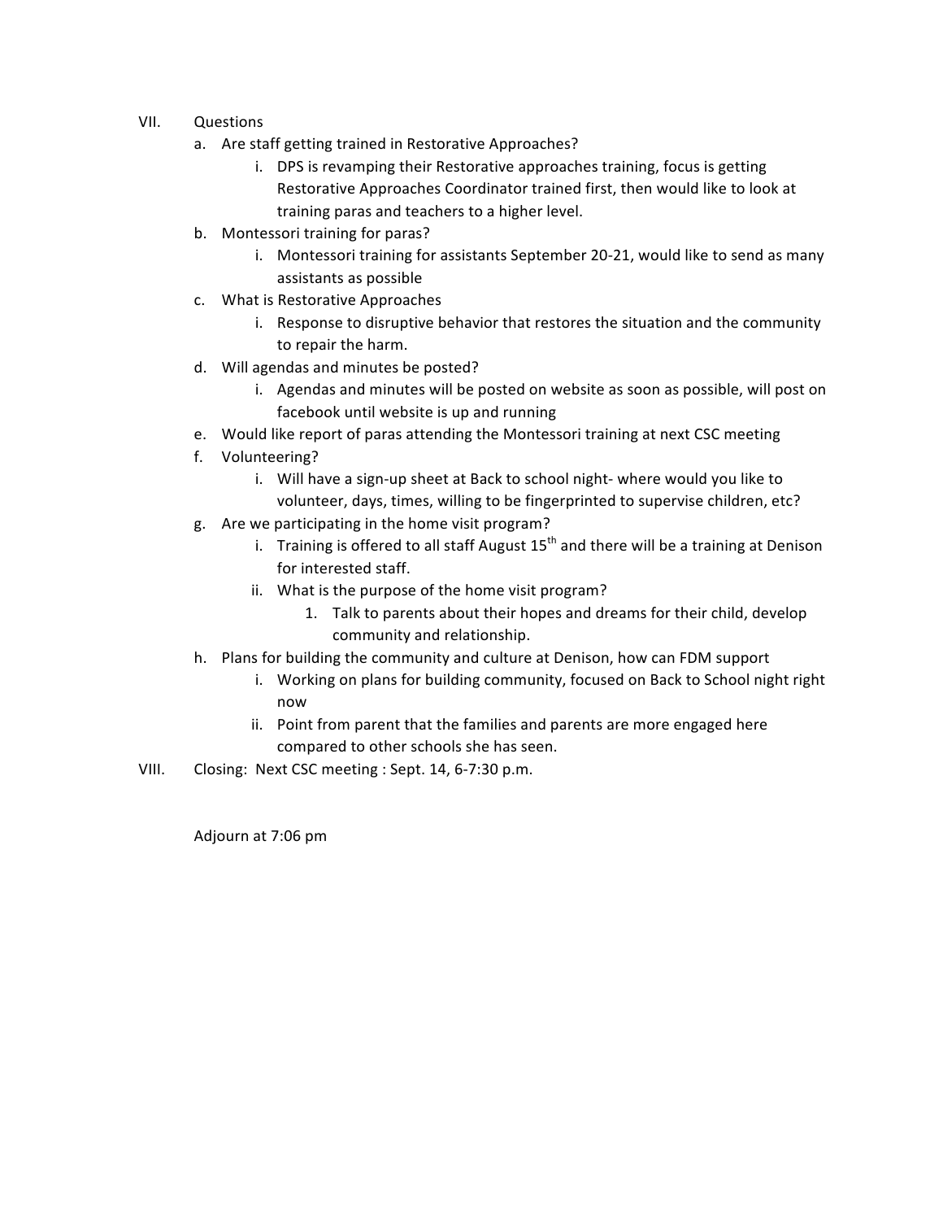VII. Questions

a. Are staff getting trained in Restorative Approaches?
   i. DPS is revamping their Restorative approaches training, focus is getting Restorative Approaches Coordinator trained first, then would like to look at training paras and teachers to a higher level.

b. Montessori training for paras?
   i. Montessori training for assistants September 20-21, would like to send as many assistants as possible

c. What is Restorative Approaches
   i. Response to disruptive behavior that restores the situation and the community to repair the harm.

d. Will agendas and minutes be posted?
   i. Agendas and minutes will be posted on website as soon as possible, will post on facebook until website is up and running

e. Would like report of paras attending the Montessori training at next CSC meeting

f. Volunteering?
   i. Will have a sign-up sheet at Back to school night- where would you like to volunteer, days, times, willing to be fingerprinted to supervise children, etc?

g. Are we participating in the home visit program?
   i. Training is offered to all staff August 15th and there will be a training at Denison for interested staff.
   ii. What is the purpose of the home visit program?
      1. Talk to parents about their hopes and dreams for their child, develop community and relationship.

h. Plans for building the community and culture at Denison, how can FDM support
   i. Working on plans for building community, focused on Back to School night right now
   ii. Point from parent that the families and parents are more engaged here compared to other schools she has seen.

VIII. Closing: Next CSC meeting : Sept. 14, 6-7:30 p.m.

Adjourn at 7:06 pm